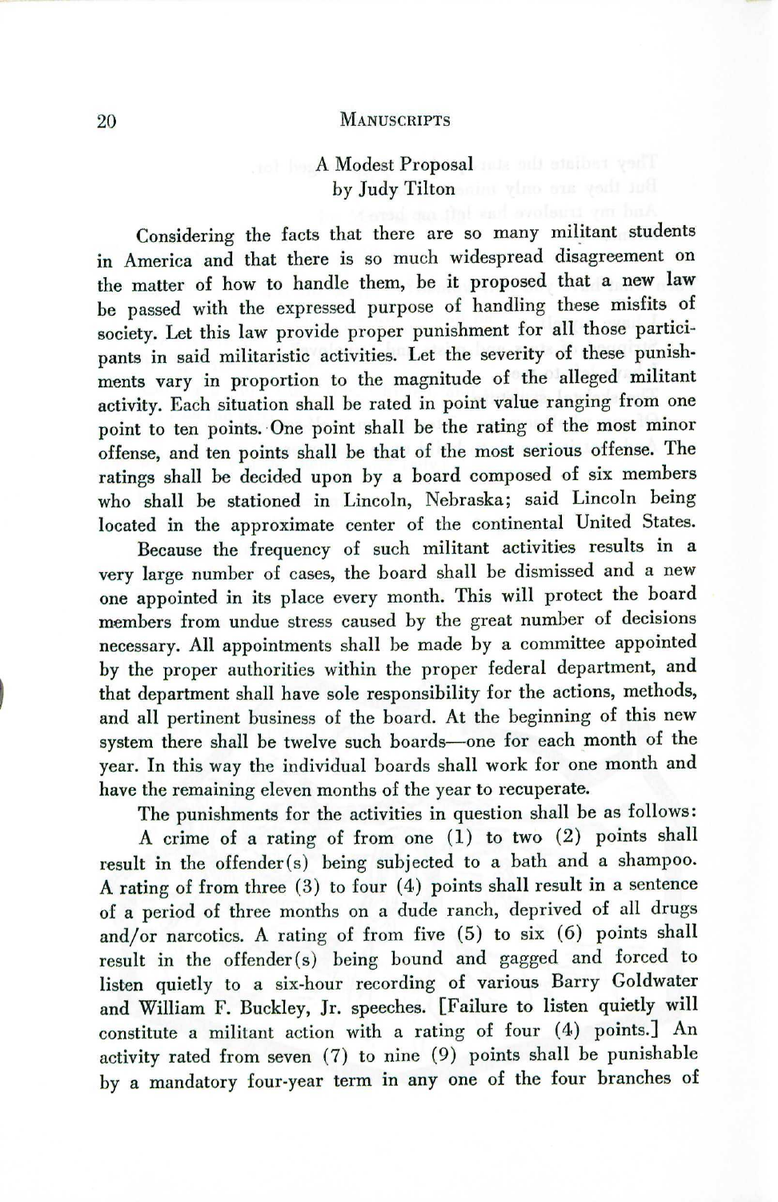## A Modest Proposal
### by Judy Tilton

Considering the facts that there are so many militant students in America and that there is so much widespread disagreement on the matter of how to handle them, be it proposed that a new law be passed with the expressed purpose of handling these misfits of society. Let this law provide proper punishment for all those participants in said militaristic activities. Let the severity of these punishments vary in proportion to the magnitude of the alleged militant activity. Each situation shall be rated in point value ranging from one point to ten points. One point shall be the rating of the most minor offense, and ten points shall be that of the most serious offense. The ratings shall be decided upon by a board composed of six members who shall be stationed in Lincoln, Nebraska; said Lincoln being located in the approximate center of the continental United States.

Because the frequency of such militant activities results in a very large number of cases, the board shall be dismissed and a new one appointed in its place every month. This will protect the board members from undue stress caused by the great number of decisions necessary. All appointments shall be made by a committee appointed by the proper authorities within the proper federal department, and that department shall have sole responsibility for the actions, methods, and all pertinent business of the board. At the beginning of this new system there shall be twelve such boards—one for each month of the year. In this way the individual boards shall work for one month and have the remaining eleven months of the year to recuperate.

The punishments for the activities in question shall be as follows:

A crime of a rating of from one (1) to two (2) points shall result in the offender(s) being subjected to a bath and a shampoo. A rating of from three (3) to four (4) points shall result in a sentence of a period of three months on a dude ranch, deprived of all drugs and/or narcotics. A rating of from five (5) to six (6) points shall result in the offender(s) being bound and gagged and forced to listen quietly to a six-hour recording of various Barry Goldwater and William F. Buckley, Jr. speeches. [Failure to listen quietly will constitute a militant action with a rating of four (4) points.] An activity rated from seven (7) to nine (9) points shall be punishable by a mandatory four-year term in any one of the four branches of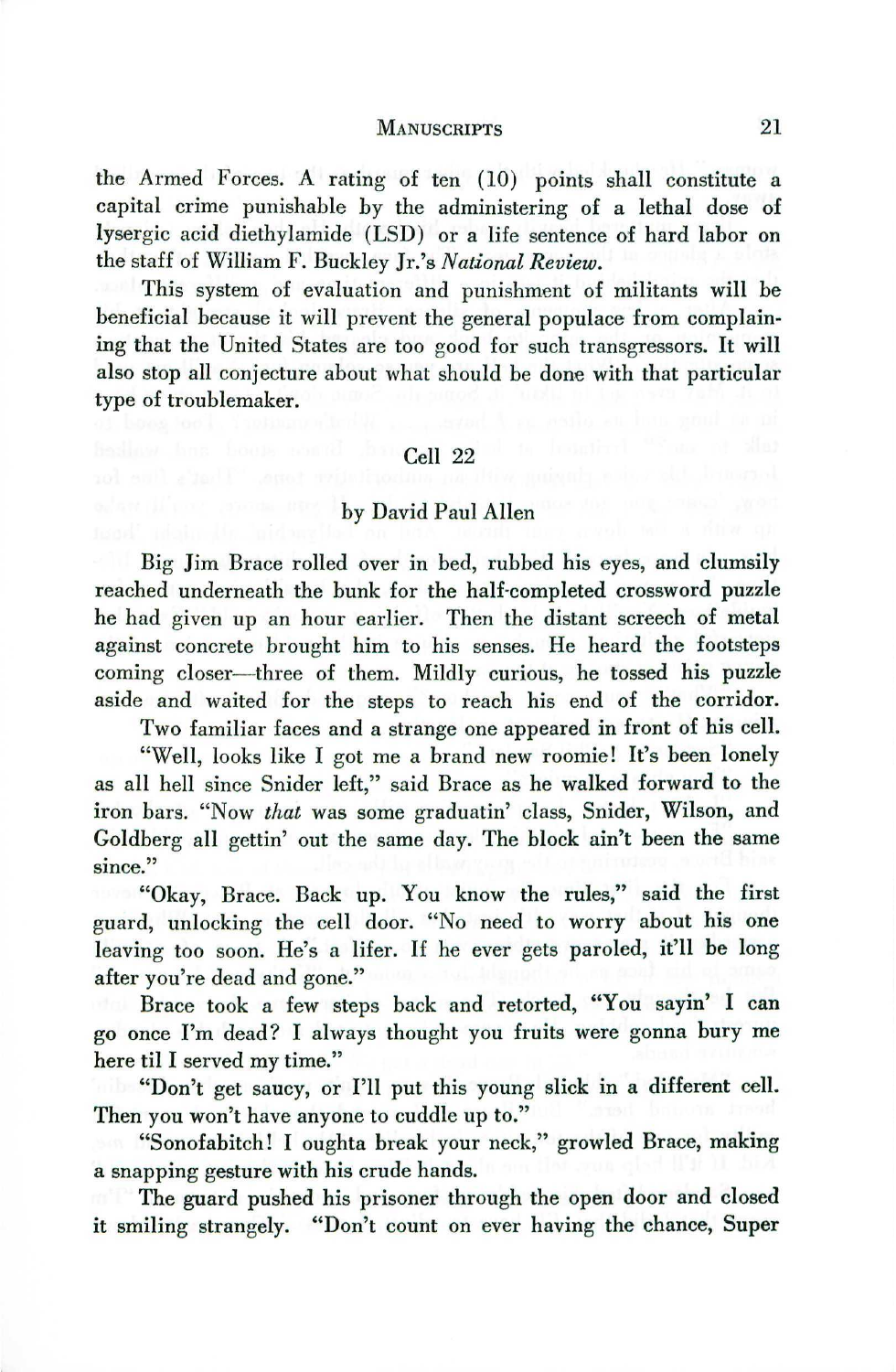the Armed Forces. A rating of ten (10) points shall constitute a capital crime punishable by the administering of a lethal dose of lysergic acid diethylamide (LSD) or a life sentence of hard labor on the staff of William F. Buckley Jr.'s *National Review.*

This system of evaluation and punishment of militants will be beneficial because it will prevent the general populace from complaining that the United States are too good for such transgressors. It will also stop all conjecture about what should be done with that particular type of troublemaker.

## Cell 22

### by David Paul Allen

Big Jim Brace rolled over in bed, rubbed his eyes, and clumsily reached underneath the bunk for the half-completed crossword puzzle he had given up an hour earlier. Then the distant screech of metal against concrete brought him to his senses. He heard the footsteps coming closer—three of them. Mildly curious, he tossed his puzzle aside and waited for the steps to reach his end of the corridor.

Two familiar faces and a strange one appeared in front of his cell.

"Well, looks like I got me a brand new roomie! It's been lonely as all hell since Snider left," said Brace as he walked forward to the iron bars. "Now *that* was some graduatin' class, Snider, Wilson, and Goldberg all gettin' out the same day. The block ain't been the same since."

"Okay, Brace. Back up. You know the rules," said the first guard, unlocking the cell door. "No need to worry about his one leaving too soon. He's a lifer. If he ever gets paroled, it'll be long after you're dead and gone."

Brace took a few steps back and retorted, "You sayin' I can go once I'm dead? I always thought you fruits were gonna bury me here til I served my time."

"Don't get saucy, or I'll put this young slick in a different cell. Then you won't have anyone to cuddle up to."

"Sonofabitch! I oughta break your neck," growled Brace, making a snapping gesture with his crude hands.

The guard pushed his prisoner through the open door and closed it smiling strangely. "Don't count on ever having the chance, Super